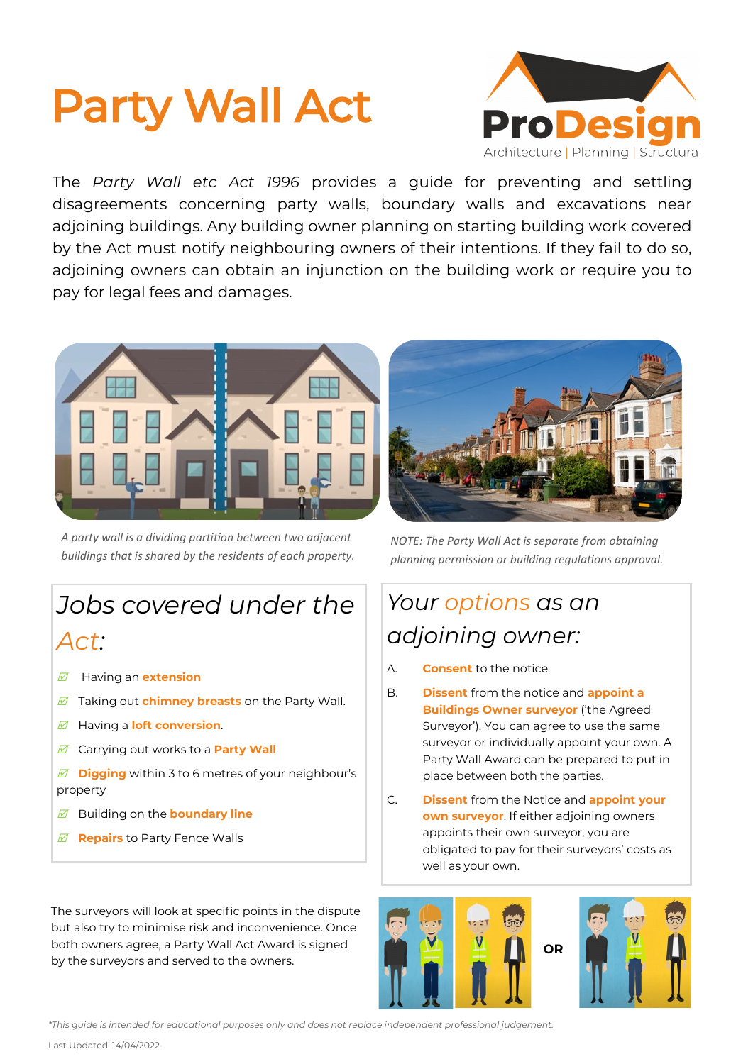# Party Wall Act

The *Party Wall etc Act 1996* provides a guide for preventing and settling disagreements concerning party walls, boundary walls and excavations near adjoining buildings. Any building owner planning on starting building work covered by the Act must notify neighbouring owners of their intentions. If they fail to do so, adjoining owners can obtain an injunction on the building work or require you to pay for legal fees and damages.

*A party wall is a dividing partition between two adjacent buildings that is shared by the residents of each property.*

*NOTE: The Party Wall Act is separate from obtaining planning permission or building regulations approval.*

## Jobs covered under the Act:

- Having an **extension**
- Taking out **chimney breasts** on the Party Wall.
- Having a **loft conversion**.
- Carrying out works to a **Party Wall**
- **Digging** within 3 to 6 metres of your neighbour's property
- Building on the **boundary line**
- **Repairs** to Party Fence Walls

## Your options as an adjoining owner:

A. **Consent** to the notice

B. **Dissent** from the notice and **appoint a Buildings Owner surveyor** ('the Agreed Surveyor'). You can agree to use the same surveyor or individually appoint your own. A Party Wall Award can be prepared to put in place between both the parties.

C. **Dissent** from the Notice and **appoint your own surveyor**. If either adjoining owners appoints their own surveyor, you are obligated to pay for their surveyors' costs as well as your own.

The surveyors will look at specific points in the dispute but also try to minimise risk and inconvenience. Once both owners agree, a Party Wall Act Award is signed by the surveyors and served to the owners.

OR

*\*This guide is intended for educational purposes only and does not replace independent professional judgement.*

Last Updated: 14/04/2022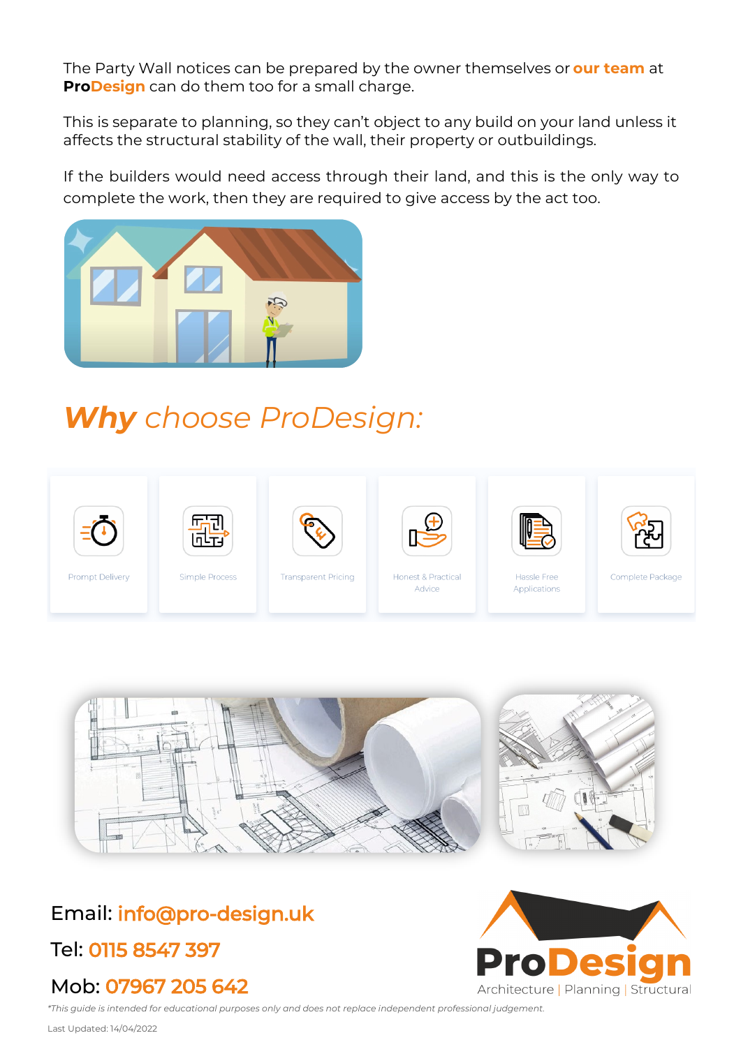The Party Wall notices can be prepared by the owner themselves or **our team** at **ProDesign** can do them too for a small charge.

This is separate to planning, so they can't object to any build on your land unless it affects the structural stability of the wall, their property or outbuildings.

If the builders would need access through their land, and this is the only way to complete the work, then they are required to give access by the act too.

## ***Why*** *choose ProDesign:*

- Prompt Delivery
- Simple Process
- Transparent Pricing
- Honest & Practical Advice
- Hassle Free Applications
- Complete Package

Email: info@pro-design.uk

Tel: 0115 8547 397

Mob: 07967 205 642

ProDesign
Architecture | Planning | Structural

*\*This guide is intended for educational purposes only and does not replace independent professional judgement.*

Last Updated: 14/04/2022